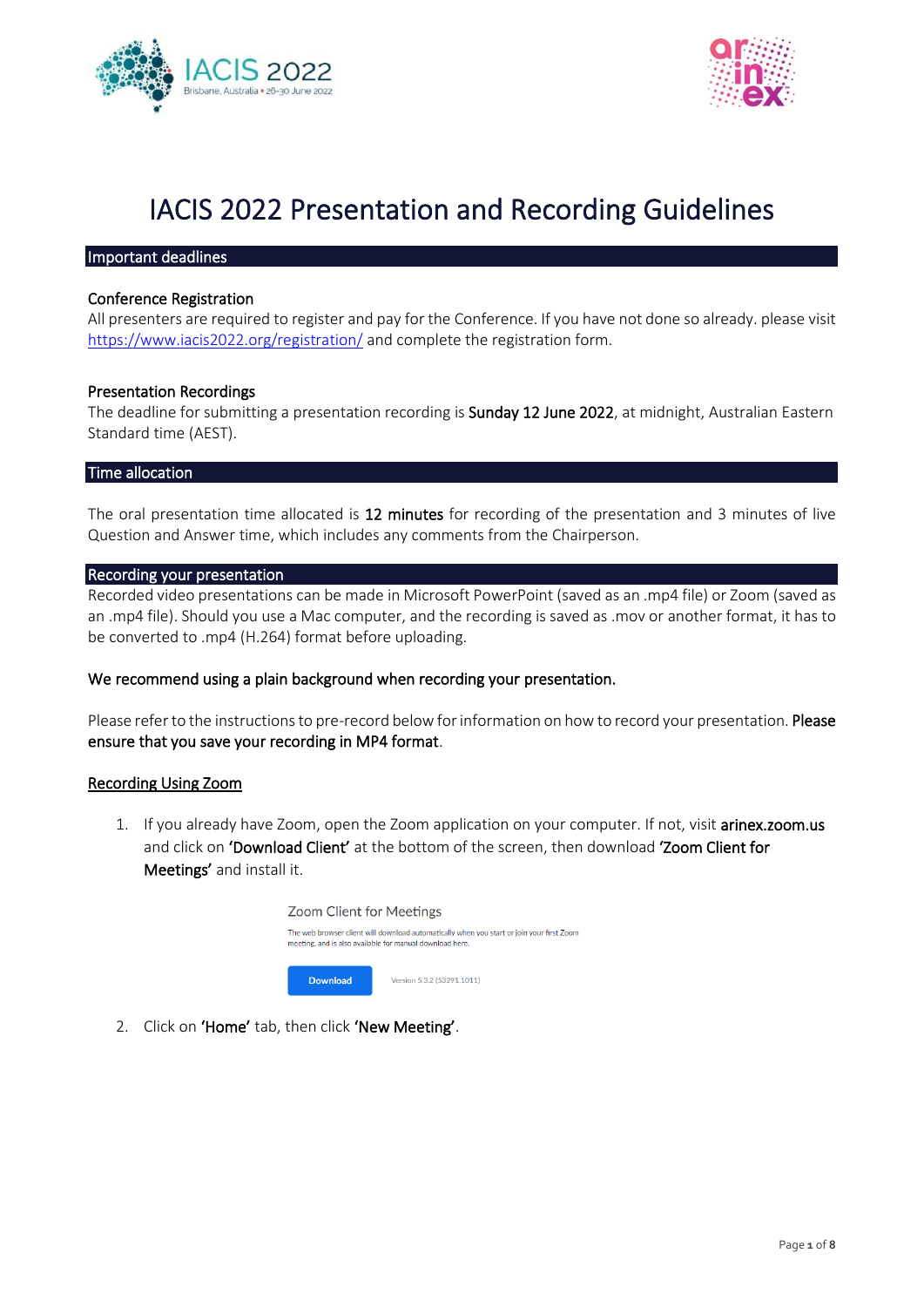# IACIS 2022 Presentation and Recording Guidelines

## Important deadlines

**Conference Registration**
All presenters are required to register and pay for the Conference. If you have not done so already. please visit [https://www.iacis2022.org/registration/](https://www.iacis2022.org/registration/) and complete the registration form.

**Presentation Recordings**
The deadline for submitting a presentation recording is **Sunday 12 June 2022**, at midnight, Australian Eastern Standard time (AEST).

## Time allocation

The oral presentation time allocated is **12 minutes** for recording of the presentation and 3 minutes of live Question and Answer time, which includes any comments from the Chairperson.

## Recording your presentation

Recorded video presentations can be made in Microsoft PowerPoint (saved as an .mp4 file) or Zoom (saved as an .mp4 file). Should you use a Mac computer, and the recording is saved as .mov or another format, it has to be converted to .mp4 (H.264) format before uploading.

**We recommend using a plain background when recording your presentation.**

Please refer to the instructions to pre-record below for information on how to record your presentation. **Please ensure that you save your recording in MP4 format**.

**Recording Using Zoom**

1. If you already have Zoom, open the Zoom application on your computer. If not, visit **arinex.zoom.us** and click on **'Download Client'** at the bottom of the screen, then download **'Zoom Client for Meetings'** and install it.

   Zoom Client for Meetings
   The web browser client will download automatically when you start or join your first Zoom meeting, and is also available for manual download here.
   Download
   Version 5.3.2 (53291.1011)

2. Click on **'Home'** tab, then click **'New Meeting'**.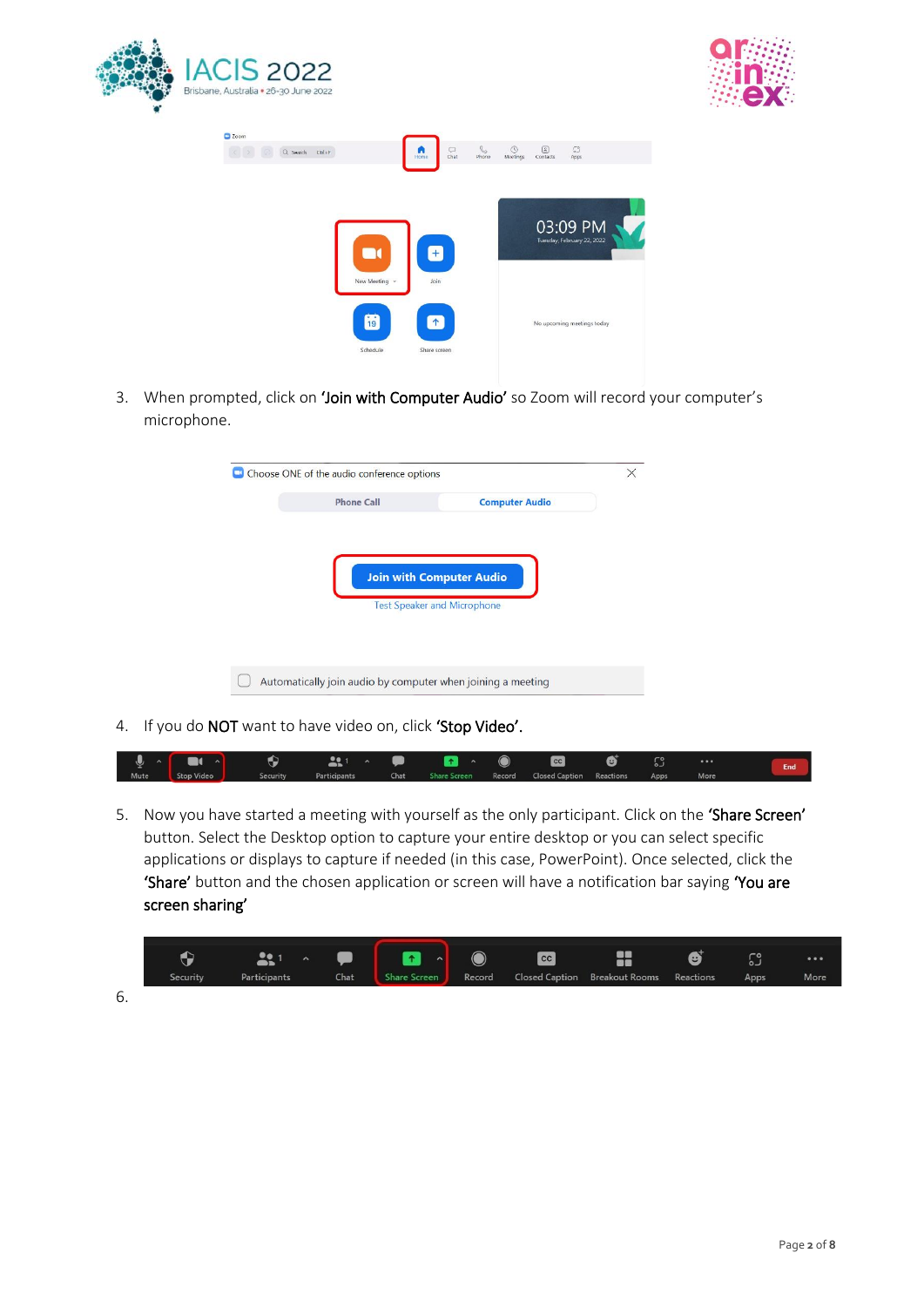3. When prompted, click on **'Join with Computer Audio'** so Zoom will record your computer's microphone.

4. If you do **NOT** want to have video on, click **'Stop Video'**.

5. Now you have started a meeting with yourself as the only participant. Click on the **'Share Screen'** button. Select the Desktop option to capture your entire desktop or you can select specific applications or displays to capture if needed (in this case, PowerPoint). Once selected, click the **'Share'** button and the chosen application or screen will have a notification bar saying **'You are screen sharing'**

6.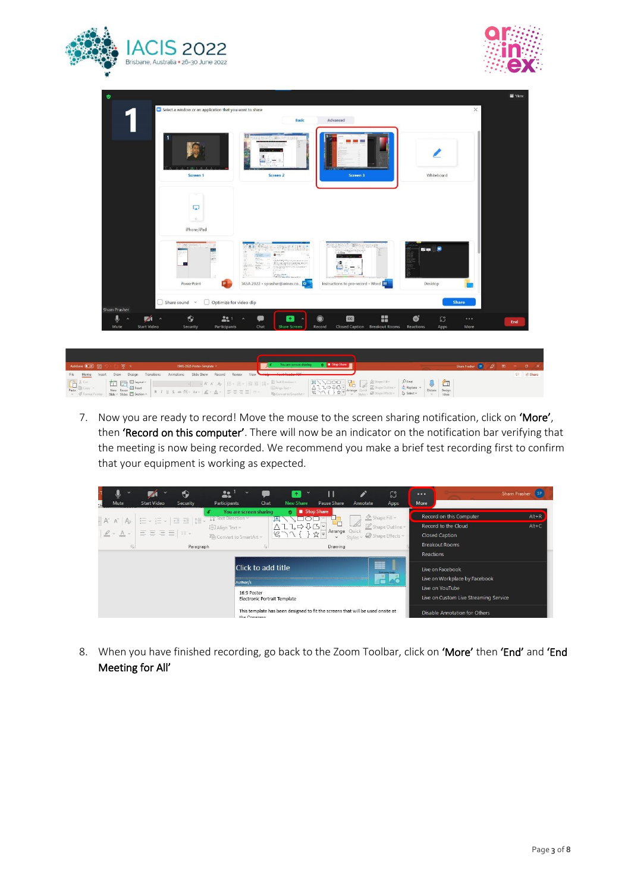7. Now you are ready to record! Move the mouse to the screen sharing notification, click on **'More'**, then **'Record on this computer'**. There will now be an indicator on the notification bar verifying that the meeting is now being recorded. We recommend you make a brief test recording first to confirm that your equipment is working as expected.

8. When you have finished recording, go back to the Zoom Toolbar, click on **'More'** then **'End'** and **'End Meeting for All'**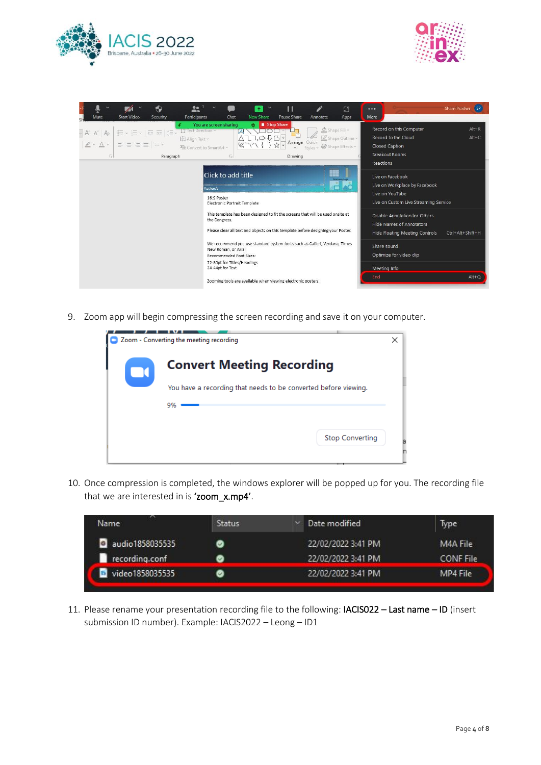9. Zoom app will begin compressing the screen recording and save it on your computer.

10. Once compression is completed, the windows explorer will be popped up for you. The recording file that we are interested in is **'zoom_x.mp4'**.

11. Please rename your presentation recording file to the following: **IACIS022 – Last name – ID** (insert submission ID number). Example: IACIS2022 – Leong – ID1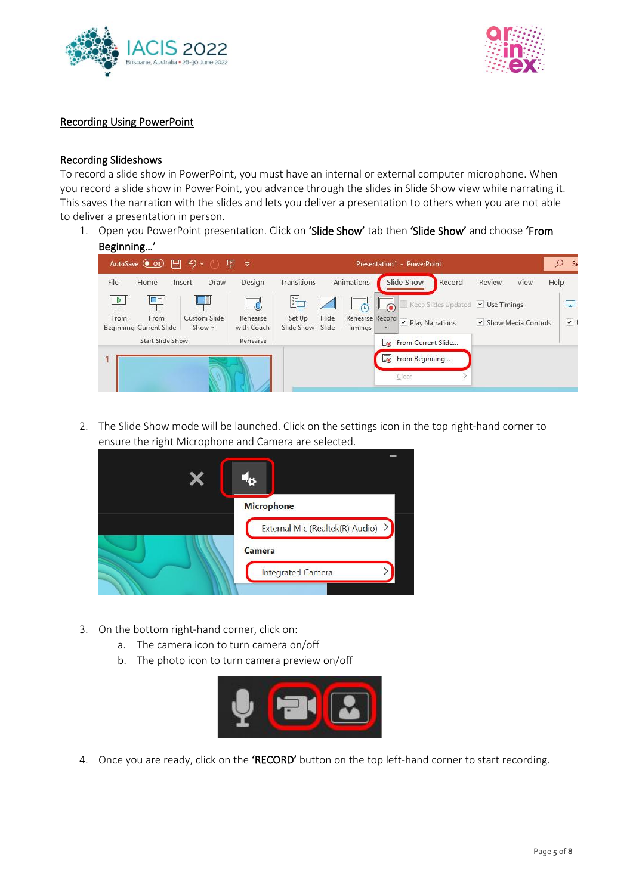## Recording Using PowerPoint

### Recording Slideshows

To record a slide show in PowerPoint, you must have an internal or external computer microphone. When you record a slide show in PowerPoint, you advance through the slides in Slide Show view while narrating it. This saves the narration with the slides and lets you deliver a presentation to others when you are not able to deliver a presentation in person.

1. Open you PowerPoint presentation. Click on **'Slide Show'** tab then **'Slide Show'** and choose **'From Beginning…'**

2. The Slide Show mode will be launched. Click on the settings icon in the top right-hand corner to ensure the right Microphone and Camera are selected.

3. On the bottom right-hand corner, click on:
   a. The camera icon to turn camera on/off
   b. The photo icon to turn camera preview on/off

4. Once you are ready, click on the **'RECORD'** button on the top left-hand corner to start recording.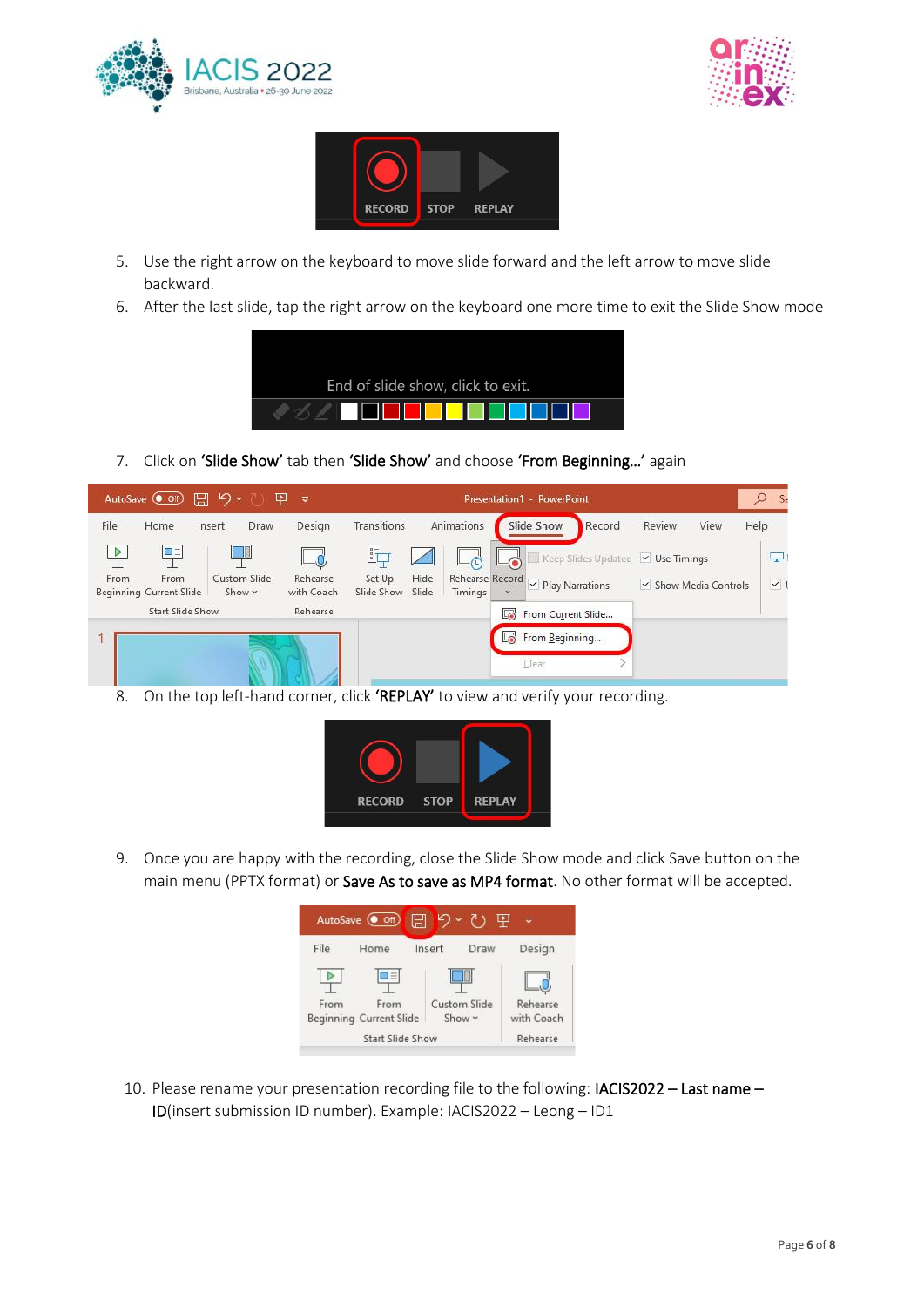5. Use the right arrow on the keyboard to move slide forward and the left arrow to move slide backward.
6. After the last slide, tap the right arrow on the keyboard one more time to exit the Slide Show mode
7. Click on **'Slide Show'** tab then **'Slide Show'** and choose **'From Beginning…'** again
8. On the top left-hand corner, click **'REPLAY'** to view and verify your recording.
9. Once you are happy with the recording, close the Slide Show mode and click Save button on the main menu (PPTX format) or **Save As to save as MP4 format**. No other format will be accepted.
10. Please rename your presentation recording file to the following: **IACIS2022 – Last name – ID**(insert submission ID number). Example: IACIS2022 – Leong – ID1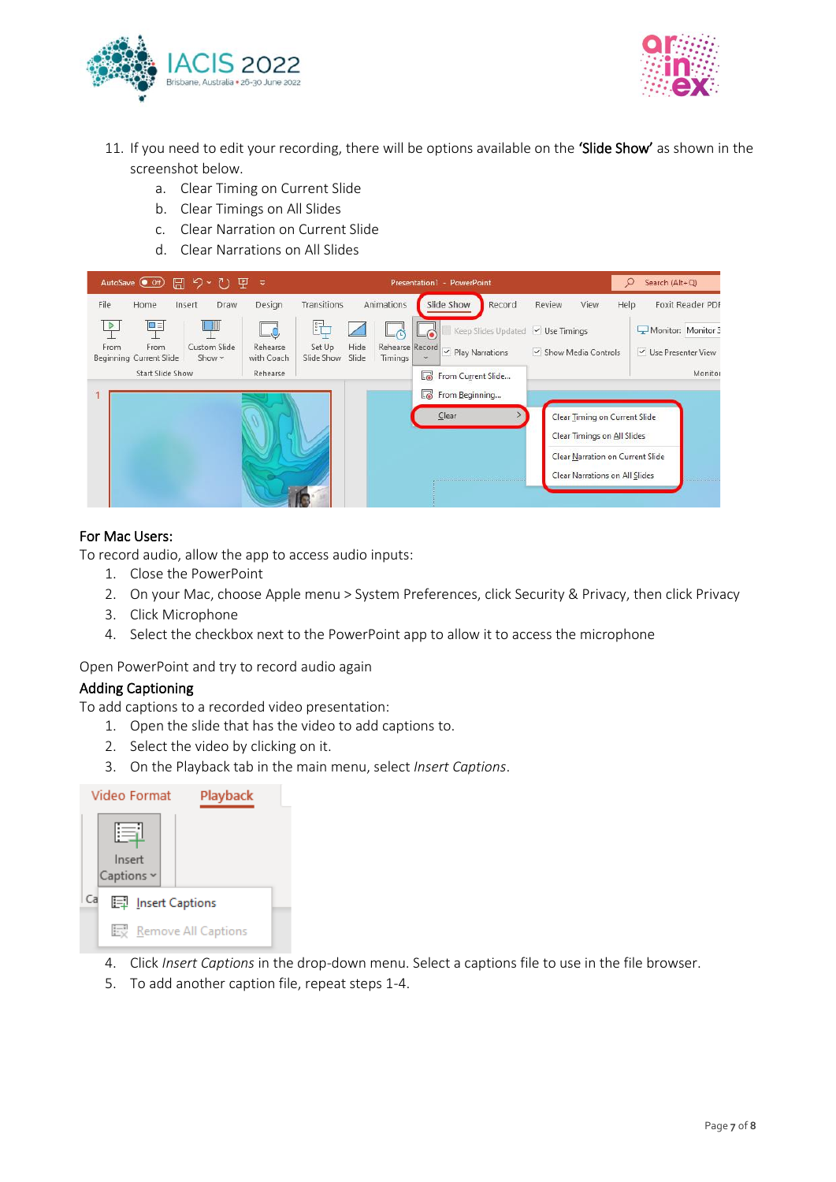11. If you need to edit your recording, there will be options available on the **'Slide Show'** as shown in the screenshot below.
    a. Clear Timing on Current Slide
    b. Clear Timings on All Slides
    c. Clear Narration on Current Slide
    d. Clear Narrations on All Slides

### For Mac Users:

To record audio, allow the app to access audio inputs:

1. Close the PowerPoint
2. On your Mac, choose Apple menu > System Preferences, click Security & Privacy, then click Privacy
3. Click Microphone
4. Select the checkbox next to the PowerPoint app to allow it to access the microphone

Open PowerPoint and try to record audio again

### Adding Captioning

To add captions to a recorded video presentation:

1. Open the slide that has the video to add captions to.
2. Select the video by clicking on it.
3. On the Playback tab in the main menu, select *Insert Captions*.
4. Click *Insert Captions* in the drop-down menu. Select a captions file to use in the file browser.
5. To add another caption file, repeat steps 1-4.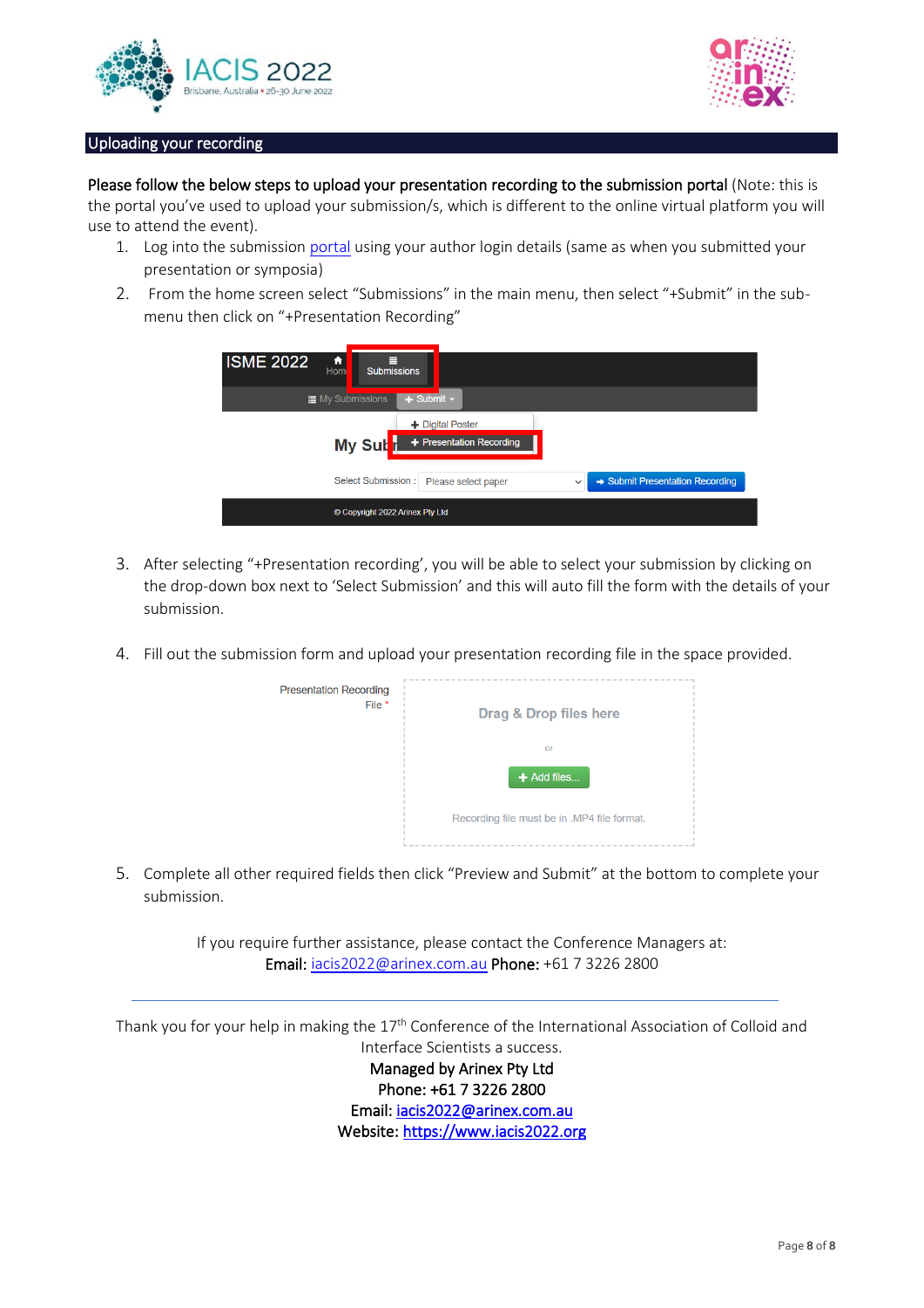## Uploading your recording

**Please follow the below steps to upload your presentation recording to the submission portal** (Note: this is the portal you've used to upload your submission/s, which is different to the online virtual platform you will use to attend the event).

1. Log into the submission portal using your author login details (same as when you submitted your presentation or symposia)
2. From the home screen select "Submissions" in the main menu, then select "+Submit" in the sub-menu then click on "+Presentation Recording"
3. After selecting "+Presentation recording', you will be able to select your submission by clicking on the drop-down box next to 'Select Submission' and this will auto fill the form with the details of your submission.
4. Fill out the submission form and upload your presentation recording file in the space provided.
5. Complete all other required fields then click "Preview and Submit" at the bottom to complete your submission.

If you require further assistance, please contact the Conference Managers at:
**Email:** iacis2022@arinex.com.au **Phone:** +61 7 3226 2800

---

Thank you for your help in making the 17th Conference of the International Association of Colloid and Interface Scientists a success.

**Managed by Arinex Pty Ltd**
**Phone: +61 7 3226 2800**
**Email:** iacis2022@arinex.com.au
**Website:** https://www.iacis2022.org